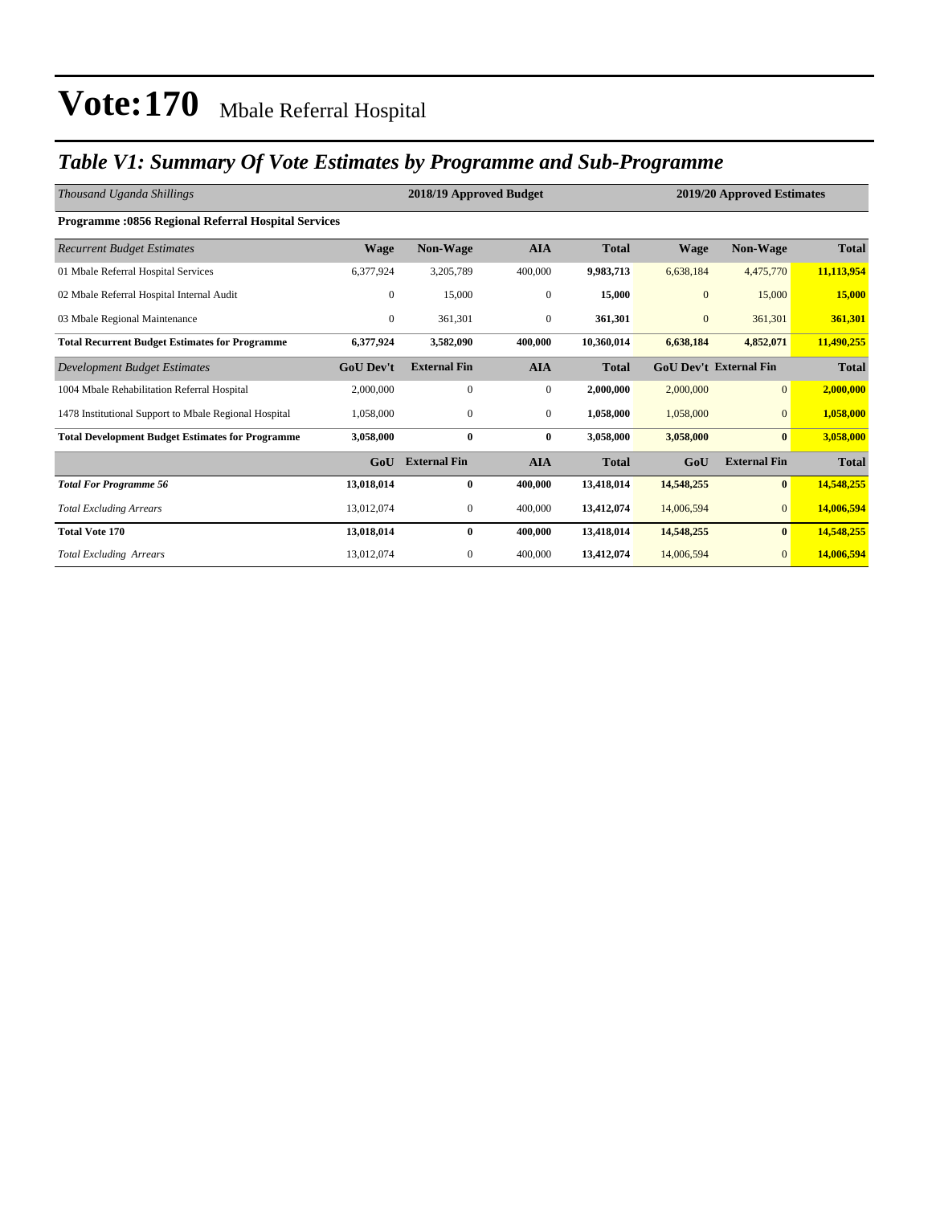# Vote:170 Mbale Referral Hospital

## *Table V1: Summary Of Vote Estimates by Programme and Sub-Programme*

| *Thousand Uganda Shillings* | 2018/19 Approved Budget | | | | 2019/20 Approved Estimates | | |
|---|---|---|---|---|---|---|---|
| **Programme :0856 Regional Referral Hospital Services** | | | | | | | |
| *Recurrent Budget Estimates* | **Wage** | **Non-Wage** | **AIA** | **Total** | **Wage** | **Non-Wage** | **Total** |
| 01 Mbale Referral Hospital Services | 6,377,924 | 3,205,789 | 400,000 | **9,983,713** | 6,638,184 | 4,475,770 | **11,113,954** |
| 02 Mbale Referral Hospital Internal Audit | 0 | 15,000 | 0 | **15,000** | 0 | 15,000 | **15,000** |
| 03 Mbale Regional Maintenance | 0 | 361,301 | 0 | **361,301** | 0 | 361,301 | **361,301** |
| **Total Recurrent Budget Estimates for Programme** | **6,377,924** | **3,582,090** | **400,000** | **10,360,014** | **6,638,184** | **4,852,071** | **11,490,255** |
| *Development Budget Estimates* | **GoU Dev't** | **External Fin** | **AIA** | **Total** | **GoU Dev't** | **External Fin** | **Total** |
| 1004 Mbale Rehabilitation Referral Hospital | 2,000,000 | 0 | 0 | **2,000,000** | 2,000,000 | 0 | **2,000,000** |
| 1478 Institutional Support to Mbale Regional Hospital | 1,058,000 | 0 | 0 | **1,058,000** | 1,058,000 | 0 | **1,058,000** |
| **Total Development Budget Estimates for Programme** | **3,058,000** | **0** | **0** | **3,058,000** | **3,058,000** | **0** | **3,058,000** |
| | **GoU** | **External Fin** | **AIA** | **Total** | **GoU** | **External Fin** | **Total** |
| ***Total For Programme 56*** | **13,018,014** | **0** | **400,000** | **13,418,014** | **14,548,255** | **0** | **14,548,255** |
| *Total Excluding Arrears* | 13,012,074 | 0 | 400,000 | **13,412,074** | 14,006,594 | 0 | **14,006,594** |
| **Total Vote 170** | **13,018,014** | **0** | **400,000** | **13,418,014** | **14,548,255** | **0** | **14,548,255** |
| *Total Excluding Arrears* | 13,012,074 | 0 | 400,000 | **13,412,074** | 14,006,594 | 0 | **14,006,594** |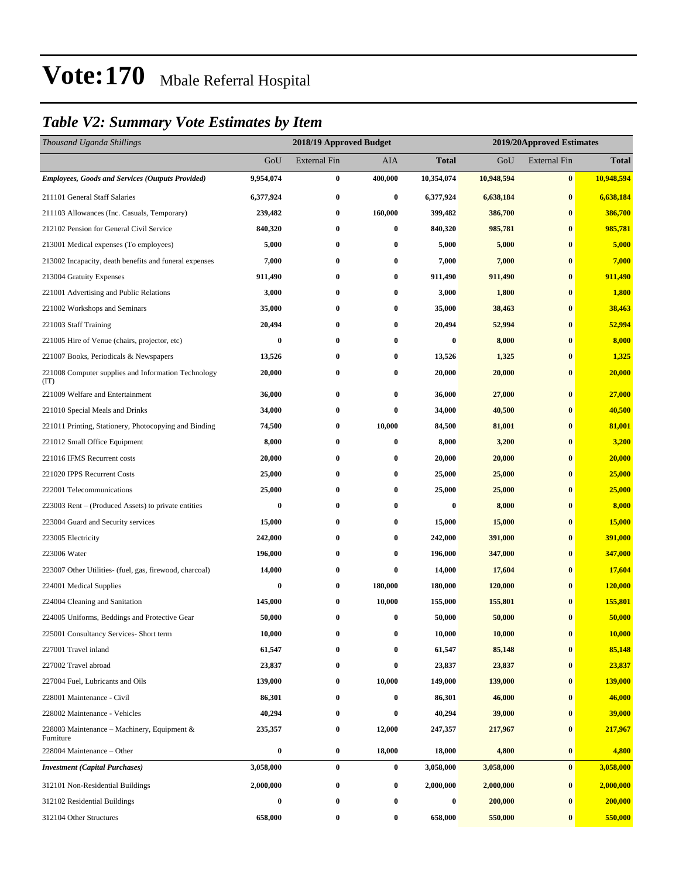# Vote:170 Mbale Referral Hospital

## *Table V2: Summary Vote Estimates by Item*

| *Thousand Uganda Shillings* | 2018/19 Approved Budget | | | | 2019/20Approved Estimates | | |
|---|---|---|---|---|---|---|---|
| | GoU | External Fin | AIA | **Total** | GoU | External Fin | **Total** |
| ***Employees, Goods and Services (Outputs Provided)*** | **9,954,074** | **0** | **400,000** | **10,354,074** | **10,948,594** | **0** | **10,948,594** |
| 211101 General Staff Salaries | **6,377,924** | **0** | **0** | **6,377,924** | **6,638,184** | **0** | **6,638,184** |
| 211103 Allowances (Inc. Casuals, Temporary) | **239,482** | **0** | **160,000** | **399,482** | **386,700** | **0** | **386,700** |
| 212102 Pension for General Civil Service | **840,320** | **0** | **0** | **840,320** | **985,781** | **0** | **985,781** |
| 213001 Medical expenses (To employees) | **5,000** | **0** | **0** | **5,000** | **5,000** | **0** | **5,000** |
| 213002 Incapacity, death benefits and funeral expenses | **7,000** | **0** | **0** | **7,000** | **7,000** | **0** | **7,000** |
| 213004 Gratuity Expenses | **911,490** | **0** | **0** | **911,490** | **911,490** | **0** | **911,490** |
| 221001 Advertising and Public Relations | **3,000** | **0** | **0** | **3,000** | **1,800** | **0** | **1,800** |
| 221002 Workshops and Seminars | **35,000** | **0** | **0** | **35,000** | **38,463** | **0** | **38,463** |
| 221003 Staff Training | **20,494** | **0** | **0** | **20,494** | **52,994** | **0** | **52,994** |
| 221005 Hire of Venue (chairs, projector, etc) | **0** | **0** | **0** | **0** | **8,000** | **0** | **8,000** |
| 221007 Books, Periodicals & Newspapers | **13,526** | **0** | **0** | **13,526** | **1,325** | **0** | **1,325** |
| 221008 Computer supplies and Information Technology (IT) | **20,000** | **0** | **0** | **20,000** | **20,000** | **0** | **20,000** |
| 221009 Welfare and Entertainment | **36,000** | **0** | **0** | **36,000** | **27,000** | **0** | **27,000** |
| 221010 Special Meals and Drinks | **34,000** | **0** | **0** | **34,000** | **40,500** | **0** | **40,500** |
| 221011 Printing, Stationery, Photocopying and Binding | **74,500** | **0** | **10,000** | **84,500** | **81,001** | **0** | **81,001** |
| 221012 Small Office Equipment | **8,000** | **0** | **0** | **8,000** | **3,200** | **0** | **3,200** |
| 221016 IFMS Recurrent costs | **20,000** | **0** | **0** | **20,000** | **20,000** | **0** | **20,000** |
| 221020 IPPS Recurrent Costs | **25,000** | **0** | **0** | **25,000** | **25,000** | **0** | **25,000** |
| 222001 Telecommunications | **25,000** | **0** | **0** | **25,000** | **25,000** | **0** | **25,000** |
| 223003 Rent – (Produced Assets) to private entities | **0** | **0** | **0** | **0** | **8,000** | **0** | **8,000** |
| 223004 Guard and Security services | **15,000** | **0** | **0** | **15,000** | **15,000** | **0** | **15,000** |
| 223005 Electricity | **242,000** | **0** | **0** | **242,000** | **391,000** | **0** | **391,000** |
| 223006 Water | **196,000** | **0** | **0** | **196,000** | **347,000** | **0** | **347,000** |
| 223007 Other Utilities- (fuel, gas, firewood, charcoal) | **14,000** | **0** | **0** | **14,000** | **17,604** | **0** | **17,604** |
| 224001 Medical Supplies | **0** | **0** | **180,000** | **180,000** | **120,000** | **0** | **120,000** |
| 224004 Cleaning and Sanitation | **145,000** | **0** | **10,000** | **155,000** | **155,801** | **0** | **155,801** |
| 224005 Uniforms, Beddings and Protective Gear | **50,000** | **0** | **0** | **50,000** | **50,000** | **0** | **50,000** |
| 225001 Consultancy Services- Short term | **10,000** | **0** | **0** | **10,000** | **10,000** | **0** | **10,000** |
| 227001 Travel inland | **61,547** | **0** | **0** | **61,547** | **85,148** | **0** | **85,148** |
| 227002 Travel abroad | **23,837** | **0** | **0** | **23,837** | **23,837** | **0** | **23,837** |
| 227004 Fuel, Lubricants and Oils | **139,000** | **0** | **10,000** | **149,000** | **139,000** | **0** | **139,000** |
| 228001 Maintenance - Civil | **86,301** | **0** | **0** | **86,301** | **46,000** | **0** | **46,000** |
| 228002 Maintenance - Vehicles | **40,294** | **0** | **0** | **40,294** | **39,000** | **0** | **39,000** |
| 228003 Maintenance – Machinery, Equipment & Furniture | **235,357** | **0** | **12,000** | **247,357** | **217,967** | **0** | **217,967** |
| 228004 Maintenance – Other | **0** | **0** | **18,000** | **18,000** | **4,800** | **0** | **4,800** |
| ***Investment (Capital Purchases)*** | **3,058,000** | **0** | **0** | **3,058,000** | **3,058,000** | **0** | **3,058,000** |
| 312101 Non-Residential Buildings | **2,000,000** | **0** | **0** | **2,000,000** | **2,000,000** | **0** | **2,000,000** |
| 312102 Residential Buildings | **0** | **0** | **0** | **0** | **200,000** | **0** | **200,000** |
| 312104 Other Structures | **658,000** | **0** | **0** | **658,000** | **550,000** | **0** | **550,000** |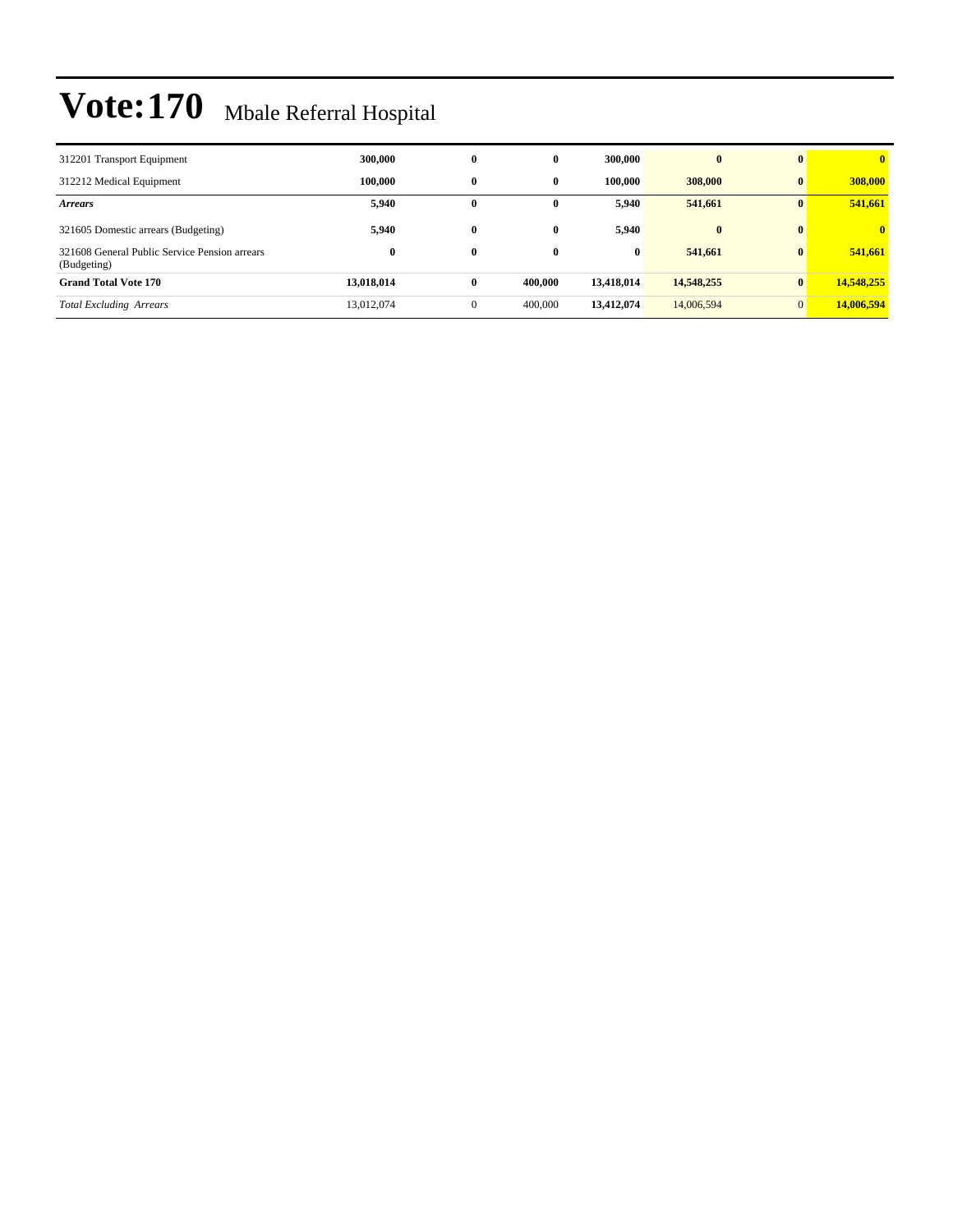# Vote:170 Mbale Referral Hospital

| | | | | | | | |
|---|---|---|---|---|---|---|---|
| 312201 Transport Equipment | **300,000** | **0** | **0** | **300,000** | **0** | **0** | **0** |
| 312212 Medical Equipment | **100,000** | **0** | **0** | **100,000** | **308,000** | **0** | **308,000** |
| ***Arrears*** | **5,940** | **0** | **0** | **5,940** | **541,661** | **0** | **541,661** |
| 321605 Domestic arrears (Budgeting) | **5,940** | **0** | **0** | **5,940** | **0** | **0** | **0** |
| 321608 General Public Service Pension arrears (Budgeting) | **0** | **0** | **0** | **0** | **541,661** | **0** | **541,661** |
| **Grand Total Vote 170** | **13,018,014** | **0** | **400,000** | **13,418,014** | **14,548,255** | **0** | **14,548,255** |
| *Total Excluding Arrears* | 13,012,074 | 0 | 400,000 | **13,412,074** | 14,006,594 | 0 | **14,006,594** |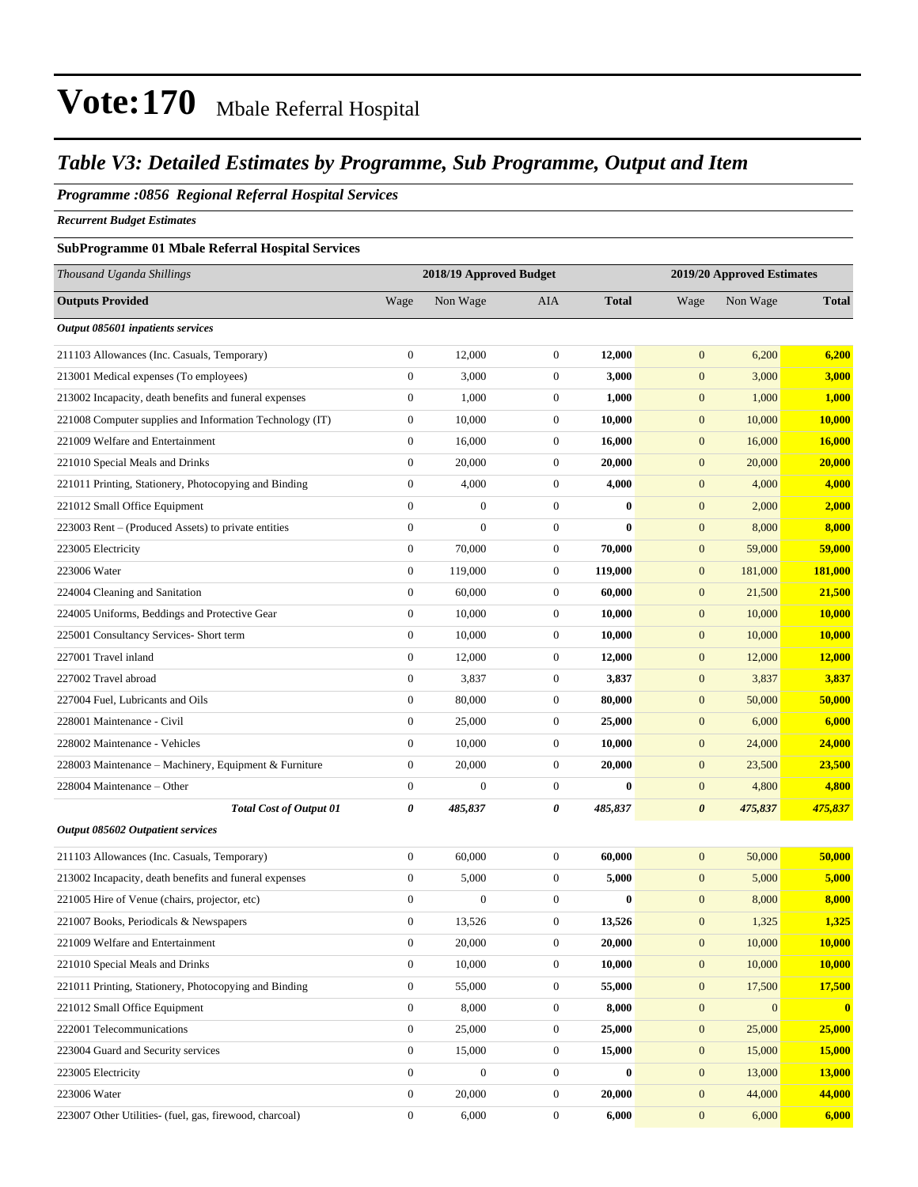# Vote:170 Mbale Referral Hospital

## *Table V3: Detailed Estimates by Programme, Sub Programme, Output and Item*

### *Programme :0856 Regional Referral Hospital Services*

***Recurrent Budget Estimates***

**SubProgramme 01 Mbale Referral Hospital Services**

| *Thousand Uganda Shillings* | 2018/19 Approved Budget | | | | 2019/20 Approved Estimates | | |
|---|---|---|---|---|---|---|---|
| **Outputs Provided** | Wage | Non Wage | AIA | **Total** | Wage | Non Wage | **Total** |
| ***Output 085601 inpatients services*** | | | | | | | |
| 211103 Allowances (Inc. Casuals, Temporary) | 0 | 12,000 | 0 | **12,000** | 0 | 6,200 | **6,200** |
| 213001 Medical expenses (To employees) | 0 | 3,000 | 0 | **3,000** | 0 | 3,000 | **3,000** |
| 213002 Incapacity, death benefits and funeral expenses | 0 | 1,000 | 0 | **1,000** | 0 | 1,000 | **1,000** |
| 221008 Computer supplies and Information Technology (IT) | 0 | 10,000 | 0 | **10,000** | 0 | 10,000 | **10,000** |
| 221009 Welfare and Entertainment | 0 | 16,000 | 0 | **16,000** | 0 | 16,000 | **16,000** |
| 221010 Special Meals and Drinks | 0 | 20,000 | 0 | **20,000** | 0 | 20,000 | **20,000** |
| 221011 Printing, Stationery, Photocopying and Binding | 0 | 4,000 | 0 | **4,000** | 0 | 4,000 | **4,000** |
| 221012 Small Office Equipment | 0 | 0 | 0 | **0** | 0 | 2,000 | **2,000** |
| 223003 Rent – (Produced Assets) to private entities | 0 | 0 | 0 | **0** | 0 | 8,000 | **8,000** |
| 223005 Electricity | 0 | 70,000 | 0 | **70,000** | 0 | 59,000 | **59,000** |
| 223006 Water | 0 | 119,000 | 0 | **119,000** | 0 | 181,000 | **181,000** |
| 224004 Cleaning and Sanitation | 0 | 60,000 | 0 | **60,000** | 0 | 21,500 | **21,500** |
| 224005 Uniforms, Beddings and Protective Gear | 0 | 10,000 | 0 | **10,000** | 0 | 10,000 | **10,000** |
| 225001 Consultancy Services- Short term | 0 | 10,000 | 0 | **10,000** | 0 | 10,000 | **10,000** |
| 227001 Travel inland | 0 | 12,000 | 0 | **12,000** | 0 | 12,000 | **12,000** |
| 227002 Travel abroad | 0 | 3,837 | 0 | **3,837** | 0 | 3,837 | **3,837** |
| 227004 Fuel, Lubricants and Oils | 0 | 80,000 | 0 | **80,000** | 0 | 50,000 | **50,000** |
| 228001 Maintenance - Civil | 0 | 25,000 | 0 | **25,000** | 0 | 6,000 | **6,000** |
| 228002 Maintenance - Vehicles | 0 | 10,000 | 0 | **10,000** | 0 | 24,000 | **24,000** |
| 228003 Maintenance – Machinery, Equipment & Furniture | 0 | 20,000 | 0 | **20,000** | 0 | 23,500 | **23,500** |
| 228004 Maintenance – Other | 0 | 0 | 0 | **0** | 0 | 4,800 | **4,800** |
| ***Total Cost of Output 01*** | ***0*** | ***485,837*** | ***0*** | ***485,837*** | ***0*** | ***475,837*** | ***475,837*** |
| ***Output 085602 Outpatient services*** | | | | | | | |
| 211103 Allowances (Inc. Casuals, Temporary) | 0 | 60,000 | 0 | **60,000** | 0 | 50,000 | **50,000** |
| 213002 Incapacity, death benefits and funeral expenses | 0 | 5,000 | 0 | **5,000** | 0 | 5,000 | **5,000** |
| 221005 Hire of Venue (chairs, projector, etc) | 0 | 0 | 0 | **0** | 0 | 8,000 | **8,000** |
| 221007 Books, Periodicals & Newspapers | 0 | 13,526 | 0 | **13,526** | 0 | 1,325 | **1,325** |
| 221009 Welfare and Entertainment | 0 | 20,000 | 0 | **20,000** | 0 | 10,000 | **10,000** |
| 221010 Special Meals and Drinks | 0 | 10,000 | 0 | **10,000** | 0 | 10,000 | **10,000** |
| 221011 Printing, Stationery, Photocopying and Binding | 0 | 55,000 | 0 | **55,000** | 0 | 17,500 | **17,500** |
| 221012 Small Office Equipment | 0 | 8,000 | 0 | **8,000** | 0 | 0 | **0** |
| 222001 Telecommunications | 0 | 25,000 | 0 | **25,000** | 0 | 25,000 | **25,000** |
| 223004 Guard and Security services | 0 | 15,000 | 0 | **15,000** | 0 | 15,000 | **15,000** |
| 223005 Electricity | 0 | 0 | 0 | **0** | 0 | 13,000 | **13,000** |
| 223006 Water | 0 | 20,000 | 0 | **20,000** | 0 | 44,000 | **44,000** |
| 223007 Other Utilities- (fuel, gas, firewood, charcoal) | 0 | 6,000 | 0 | **6,000** | 0 | 6,000 | **6,000** |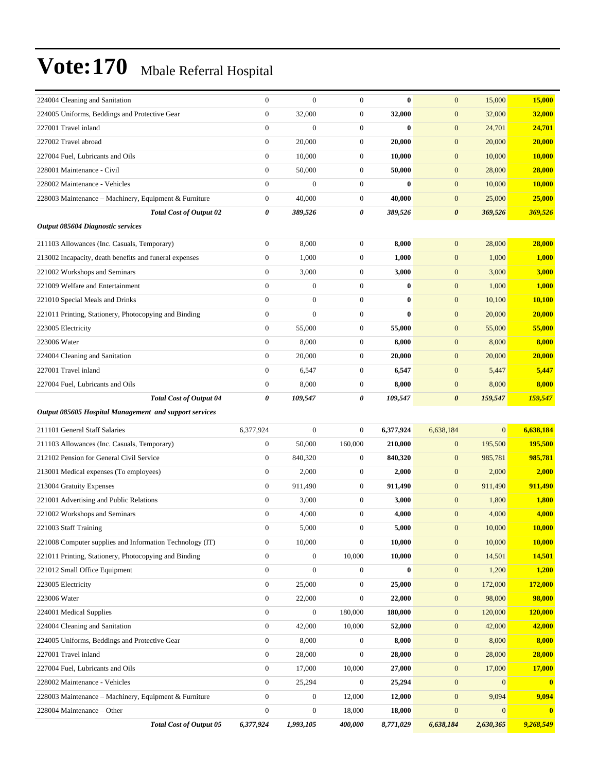# Vote:170 Mbale Referral Hospital

| | | | | | | | |
|---|---|---|---|---|---|---|---|
| 224004 Cleaning and Sanitation | 0 | 0 | 0 | **0** | 0 | 15,000 | **15,000** |
| 224005 Uniforms, Beddings and Protective Gear | 0 | 32,000 | 0 | **32,000** | 0 | 32,000 | **32,000** |
| 227001 Travel inland | 0 | 0 | 0 | **0** | 0 | 24,701 | **24,701** |
| 227002 Travel abroad | 0 | 20,000 | 0 | **20,000** | 0 | 20,000 | **20,000** |
| 227004 Fuel, Lubricants and Oils | 0 | 10,000 | 0 | **10,000** | 0 | 10,000 | **10,000** |
| 228001 Maintenance - Civil | 0 | 50,000 | 0 | **50,000** | 0 | 28,000 | **28,000** |
| 228002 Maintenance - Vehicles | 0 | 0 | 0 | **0** | 0 | 10,000 | **10,000** |
| 228003 Maintenance – Machinery, Equipment & Furniture | 0 | 40,000 | 0 | **40,000** | 0 | 25,000 | **25,000** |
| ***Total Cost of Output 02*** | ***0*** | ***389,526*** | ***0*** | ***389,526*** | ***0*** | ***369,526*** | ***369,526*** |
| ***Output 085604 Diagnostic services*** | | | | | | | |
| 211103 Allowances (Inc. Casuals, Temporary) | 0 | 8,000 | 0 | **8,000** | 0 | 28,000 | **28,000** |
| 213002 Incapacity, death benefits and funeral expenses | 0 | 1,000 | 0 | **1,000** | 0 | 1,000 | **1,000** |
| 221002 Workshops and Seminars | 0 | 3,000 | 0 | **3,000** | 0 | 3,000 | **3,000** |
| 221009 Welfare and Entertainment | 0 | 0 | 0 | **0** | 0 | 1,000 | **1,000** |
| 221010 Special Meals and Drinks | 0 | 0 | 0 | **0** | 0 | 10,100 | **10,100** |
| 221011 Printing, Stationery, Photocopying and Binding | 0 | 0 | 0 | **0** | 0 | 20,000 | **20,000** |
| 223005 Electricity | 0 | 55,000 | 0 | **55,000** | 0 | 55,000 | **55,000** |
| 223006 Water | 0 | 8,000 | 0 | **8,000** | 0 | 8,000 | **8,000** |
| 224004 Cleaning and Sanitation | 0 | 20,000 | 0 | **20,000** | 0 | 20,000 | **20,000** |
| 227001 Travel inland | 0 | 6,547 | 0 | **6,547** | 0 | 5,447 | **5,447** |
| 227004 Fuel, Lubricants and Oils | 0 | 8,000 | 0 | **8,000** | 0 | 8,000 | **8,000** |
| ***Total Cost of Output 04*** | ***0*** | ***109,547*** | ***0*** | ***109,547*** | ***0*** | ***159,547*** | ***159,547*** |
| ***Output 085605 Hospital Management and support services*** | | | | | | | |
| 211101 General Staff Salaries | 6,377,924 | 0 | 0 | **6,377,924** | 6,638,184 | 0 | **6,638,184** |
| 211103 Allowances (Inc. Casuals, Temporary) | 0 | 50,000 | 160,000 | **210,000** | 0 | 195,500 | **195,500** |
| 212102 Pension for General Civil Service | 0 | 840,320 | 0 | **840,320** | 0 | 985,781 | **985,781** |
| 213001 Medical expenses (To employees) | 0 | 2,000 | 0 | **2,000** | 0 | 2,000 | **2,000** |
| 213004 Gratuity Expenses | 0 | 911,490 | 0 | **911,490** | 0 | 911,490 | **911,490** |
| 221001 Advertising and Public Relations | 0 | 3,000 | 0 | **3,000** | 0 | 1,800 | **1,800** |
| 221002 Workshops and Seminars | 0 | 4,000 | 0 | **4,000** | 0 | 4,000 | **4,000** |
| 221003 Staff Training | 0 | 5,000 | 0 | **5,000** | 0 | 10,000 | **10,000** |
| 221008 Computer supplies and Information Technology (IT) | 0 | 10,000 | 0 | **10,000** | 0 | 10,000 | **10,000** |
| 221011 Printing, Stationery, Photocopying and Binding | 0 | 0 | 10,000 | **10,000** | 0 | 14,501 | **14,501** |
| 221012 Small Office Equipment | 0 | 0 | 0 | **0** | 0 | 1,200 | **1,200** |
| 223005 Electricity | 0 | 25,000 | 0 | **25,000** | 0 | 172,000 | **172,000** |
| 223006 Water | 0 | 22,000 | 0 | **22,000** | 0 | 98,000 | **98,000** |
| 224001 Medical Supplies | 0 | 0 | 180,000 | **180,000** | 0 | 120,000 | **120,000** |
| 224004 Cleaning and Sanitation | 0 | 42,000 | 10,000 | **52,000** | 0 | 42,000 | **42,000** |
| 224005 Uniforms, Beddings and Protective Gear | 0 | 8,000 | 0 | **8,000** | 0 | 8,000 | **8,000** |
| 227001 Travel inland | 0 | 28,000 | 0 | **28,000** | 0 | 28,000 | **28,000** |
| 227004 Fuel, Lubricants and Oils | 0 | 17,000 | 10,000 | **27,000** | 0 | 17,000 | **17,000** |
| 228002 Maintenance - Vehicles | 0 | 25,294 | 0 | **25,294** | 0 | 0 | **0** |
| 228003 Maintenance – Machinery, Equipment & Furniture | 0 | 0 | 12,000 | **12,000** | 0 | 9,094 | **9,094** |
| 228004 Maintenance – Other | 0 | 0 | 18,000 | **18,000** | 0 | 0 | **0** |
| ***Total Cost of Output 05*** | ***6,377,924*** | ***1,993,105*** | ***400,000*** | ***8,771,029*** | ***6,638,184*** | ***2,630,365*** | ***9,268,549*** |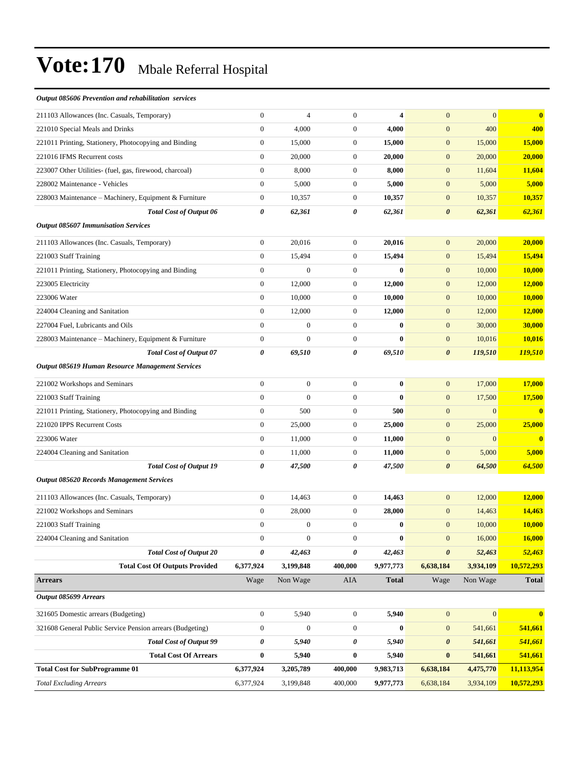# Vote:170 Mbale Referral Hospital

| | | | | | | | |
|---|---|---|---|---|---|---|---|
| ***Output 085606 Prevention and rehabilitation services*** | | | | | | | |
| 211103 Allowances (Inc. Casuals, Temporary) | 0 | 4 | 0 | **4** | 0 | 0 | **0** |
| 221010 Special Meals and Drinks | 0 | 4,000 | 0 | **4,000** | 0 | 400 | **400** |
| 221011 Printing, Stationery, Photocopying and Binding | 0 | 15,000 | 0 | **15,000** | 0 | 15,000 | **15,000** |
| 221016 IFMS Recurrent costs | 0 | 20,000 | 0 | **20,000** | 0 | 20,000 | **20,000** |
| 223007 Other Utilities- (fuel, gas, firewood, charcoal) | 0 | 8,000 | 0 | **8,000** | 0 | 11,604 | **11,604** |
| 228002 Maintenance - Vehicles | 0 | 5,000 | 0 | **5,000** | 0 | 5,000 | **5,000** |
| 228003 Maintenance – Machinery, Equipment & Furniture | 0 | 10,357 | 0 | **10,357** | 0 | 10,357 | **10,357** |
| ***Total Cost of Output 06*** | ***0*** | ***62,361*** | ***0*** | ***62,361*** | ***0*** | ***62,361*** | ***62,361*** |
| ***Output 085607 Immunisation Services*** | | | | | | | |
| 211103 Allowances (Inc. Casuals, Temporary) | 0 | 20,016 | 0 | **20,016** | 0 | 20,000 | **20,000** |
| 221003 Staff Training | 0 | 15,494 | 0 | **15,494** | 0 | 15,494 | **15,494** |
| 221011 Printing, Stationery, Photocopying and Binding | 0 | 0 | 0 | **0** | 0 | 10,000 | **10,000** |
| 223005 Electricity | 0 | 12,000 | 0 | **12,000** | 0 | 12,000 | **12,000** |
| 223006 Water | 0 | 10,000 | 0 | **10,000** | 0 | 10,000 | **10,000** |
| 224004 Cleaning and Sanitation | 0 | 12,000 | 0 | **12,000** | 0 | 12,000 | **12,000** |
| 227004 Fuel, Lubricants and Oils | 0 | 0 | 0 | **0** | 0 | 30,000 | **30,000** |
| 228003 Maintenance – Machinery, Equipment & Furniture | 0 | 0 | 0 | **0** | 0 | 10,016 | **10,016** |
| ***Total Cost of Output 07*** | ***0*** | ***69,510*** | ***0*** | ***69,510*** | ***0*** | ***119,510*** | ***119,510*** |
| ***Output 085619 Human Resource Management Services*** | | | | | | | |
| 221002 Workshops and Seminars | 0 | 0 | 0 | **0** | 0 | 17,000 | **17,000** |
| 221003 Staff Training | 0 | 0 | 0 | **0** | 0 | 17,500 | **17,500** |
| 221011 Printing, Stationery, Photocopying and Binding | 0 | 500 | 0 | **500** | 0 | 0 | **0** |
| 221020 IPPS Recurrent Costs | 0 | 25,000 | 0 | **25,000** | 0 | 25,000 | **25,000** |
| 223006 Water | 0 | 11,000 | 0 | **11,000** | 0 | 0 | **0** |
| 224004 Cleaning and Sanitation | 0 | 11,000 | 0 | **11,000** | 0 | 5,000 | **5,000** |
| ***Total Cost of Output 19*** | ***0*** | ***47,500*** | ***0*** | ***47,500*** | ***0*** | ***64,500*** | ***64,500*** |
| ***Output 085620 Records Management Services*** | | | | | | | |
| 211103 Allowances (Inc. Casuals, Temporary) | 0 | 14,463 | 0 | **14,463** | 0 | 12,000 | **12,000** |
| 221002 Workshops and Seminars | 0 | 28,000 | 0 | **28,000** | 0 | 14,463 | **14,463** |
| 221003 Staff Training | 0 | 0 | 0 | **0** | 0 | 10,000 | **10,000** |
| 224004 Cleaning and Sanitation | 0 | 0 | 0 | **0** | 0 | 16,000 | **16,000** |
| ***Total Cost of Output 20*** | ***0*** | ***42,463*** | ***0*** | ***42,463*** | ***0*** | ***52,463*** | ***52,463*** |
| **Total Cost Of Outputs Provided** | **6,377,924** | **3,199,848** | **400,000** | **9,977,773** | **6,638,184** | **3,934,109** | **10,572,293** |
| **Arrears** | Wage | Non Wage | AIA | **Total** | Wage | Non Wage | **Total** |
| ***Output 085699 Arrears*** | | | | | | | |
| 321605 Domestic arrears (Budgeting) | 0 | 5,940 | 0 | **5,940** | 0 | 0 | **0** |
| 321608 General Public Service Pension arrears (Budgeting) | 0 | 0 | 0 | **0** | 0 | 541,661 | **541,661** |
| ***Total Cost of Output 99*** | ***0*** | ***5,940*** | ***0*** | ***5,940*** | ***0*** | ***541,661*** | ***541,661*** |
| **Total Cost Of Arrears** | **0** | **5,940** | **0** | **5,940** | **0** | **541,661** | **541,661** |
| **Total Cost for SubProgramme 01** | **6,377,924** | **3,205,789** | **400,000** | **9,983,713** | **6,638,184** | **4,475,770** | **11,113,954** |
| *Total Excluding Arrears* | 6,377,924 | 3,199,848 | 400,000 | **9,977,773** | 6,638,184 | 3,934,109 | **10,572,293** |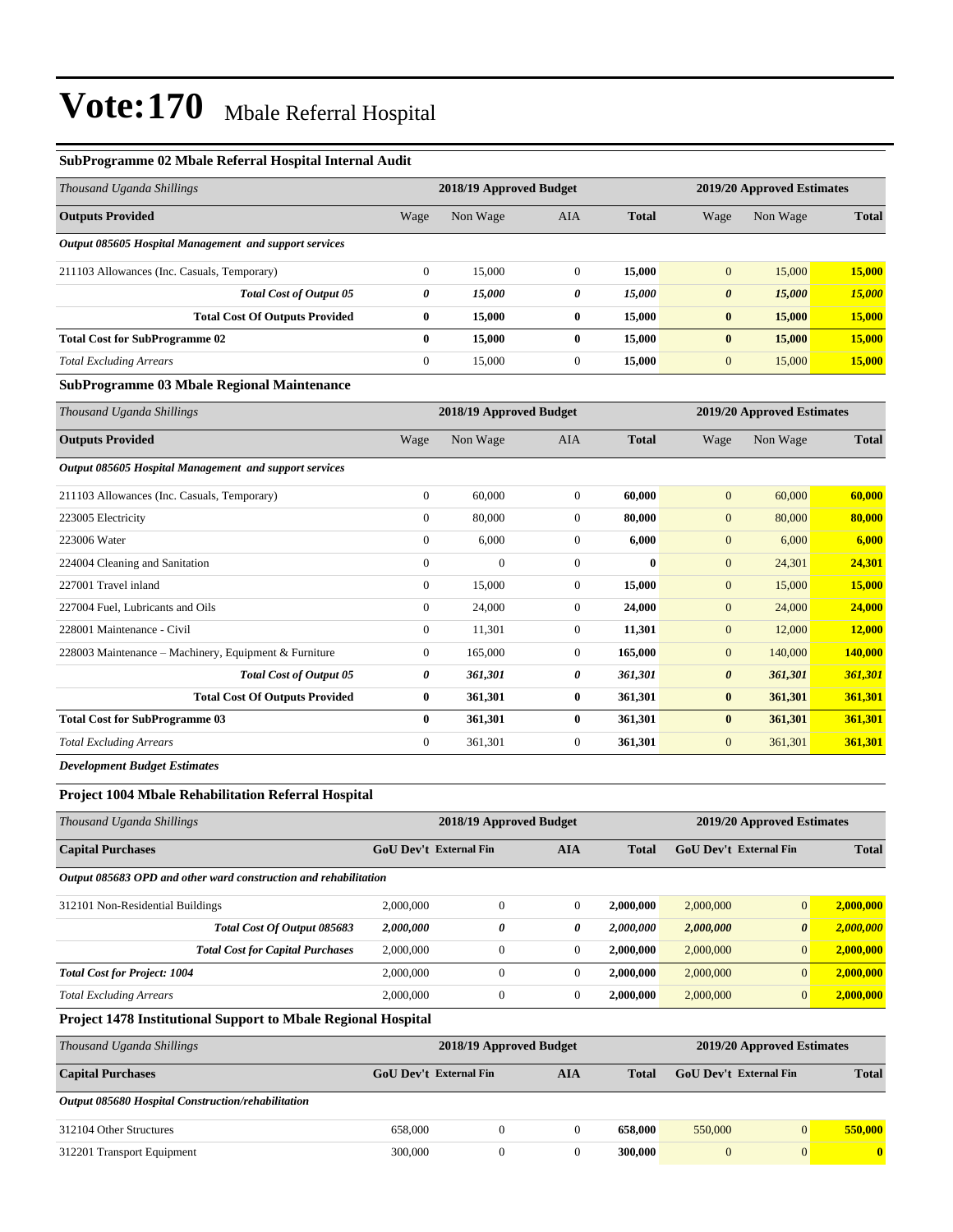# Vote:170 Mbale Referral Hospital

### SubProgramme 02 Mbale Referral Hospital Internal Audit

| *Thousand Uganda Shillings* | 2018/19 Approved Budget | | | | 2019/20 Approved Estimates | | |
|---|---|---|---|---|---|---|---|
| **Outputs Provided** | Wage | Non Wage | AIA | **Total** | Wage | Non Wage | **Total** |
| ***Output 085605 Hospital Management and support services*** | | | | | | | |
| 211103 Allowances (Inc. Casuals, Temporary) | 0 | 15,000 | 0 | **15,000** | 0 | 15,000 | **15,000** |
| ***Total Cost of Output 05*** | ***0*** | ***15,000*** | ***0*** | ***15,000*** | ***0*** | ***15,000*** | ***15,000*** |
| **Total Cost Of Outputs Provided** | **0** | **15,000** | **0** | **15,000** | **0** | **15,000** | **15,000** |
| **Total Cost for SubProgramme 02** | **0** | **15,000** | **0** | **15,000** | **0** | **15,000** | **15,000** |
| *Total Excluding Arrears* | 0 | 15,000 | 0 | **15,000** | 0 | 15,000 | **15,000** |

### SubProgramme 03 Mbale Regional Maintenance

| *Thousand Uganda Shillings* | 2018/19 Approved Budget | | | | 2019/20 Approved Estimates | | |
|---|---|---|---|---|---|---|---|
| **Outputs Provided** | Wage | Non Wage | AIA | **Total** | Wage | Non Wage | **Total** |
| ***Output 085605 Hospital Management and support services*** | | | | | | | |
| 211103 Allowances (Inc. Casuals, Temporary) | 0 | 60,000 | 0 | **60,000** | 0 | 60,000 | **60,000** |
| 223005 Electricity | 0 | 80,000 | 0 | **80,000** | 0 | 80,000 | **80,000** |
| 223006 Water | 0 | 6,000 | 0 | **6,000** | 0 | 6,000 | **6,000** |
| 224004 Cleaning and Sanitation | 0 | 0 | 0 | **0** | 0 | 24,301 | **24,301** |
| 227001 Travel inland | 0 | 15,000 | 0 | **15,000** | 0 | 15,000 | **15,000** |
| 227004 Fuel, Lubricants and Oils | 0 | 24,000 | 0 | **24,000** | 0 | 24,000 | **24,000** |
| 228001 Maintenance - Civil | 0 | 11,301 | 0 | **11,301** | 0 | 12,000 | **12,000** |
| 228003 Maintenance – Machinery, Equipment & Furniture | 0 | 165,000 | 0 | **165,000** | 0 | 140,000 | **140,000** |
| ***Total Cost of Output 05*** | ***0*** | ***361,301*** | ***0*** | ***361,301*** | ***0*** | ***361,301*** | ***361,301*** |
| **Total Cost Of Outputs Provided** | **0** | **361,301** | **0** | **361,301** | **0** | **361,301** | **361,301** |
| **Total Cost for SubProgramme 03** | **0** | **361,301** | **0** | **361,301** | **0** | **361,301** | **361,301** |
| *Total Excluding Arrears* | 0 | 361,301 | 0 | **361,301** | 0 | 361,301 | **361,301** |

***Development Budget Estimates***

### Project 1004 Mbale Rehabilitation Referral Hospital

| *Thousand Uganda Shillings* | 2018/19 Approved Budget | | | | 2019/20 Approved Estimates | | |
|---|---|---|---|---|---|---|---|
| **Capital Purchases** | **GoU Dev't** | **External Fin** | **AIA** | **Total** | **GoU Dev't** | **External Fin** | **Total** |
| ***Output 085683 OPD and other ward construction and rehabilitation*** | | | | | | | |
| 312101 Non-Residential Buildings | 2,000,000 | 0 | 0 | **2,000,000** | 2,000,000 | 0 | **2,000,000** |
| ***Total Cost Of Output 085683*** | ***2,000,000*** | ***0*** | ***0*** | ***2,000,000*** | ***2,000,000*** | ***0*** | ***2,000,000*** |
| ***Total Cost for Capital Purchases*** | 2,000,000 | 0 | 0 | **2,000,000** | 2,000,000 | 0 | **2,000,000** |
| ***Total Cost for Project: 1004*** | 2,000,000 | 0 | 0 | **2,000,000** | 2,000,000 | 0 | **2,000,000** |
| *Total Excluding Arrears* | 2,000,000 | 0 | 0 | **2,000,000** | 2,000,000 | 0 | **2,000,000** |

### Project 1478 Institutional Support to Mbale Regional Hospital

| *Thousand Uganda Shillings* | 2018/19 Approved Budget | | | | 2019/20 Approved Estimates | | |
|---|---|---|---|---|---|---|---|
| **Capital Purchases** | **GoU Dev't** | **External Fin** | **AIA** | **Total** | **GoU Dev't** | **External Fin** | **Total** |
| ***Output 085680 Hospital Construction/rehabilitation*** | | | | | | | |
| 312104 Other Structures | 658,000 | 0 | 0 | **658,000** | 550,000 | 0 | **550,000** |
| 312201 Transport Equipment | 300,000 | 0 | 0 | **300,000** | 0 | 0 | **0** |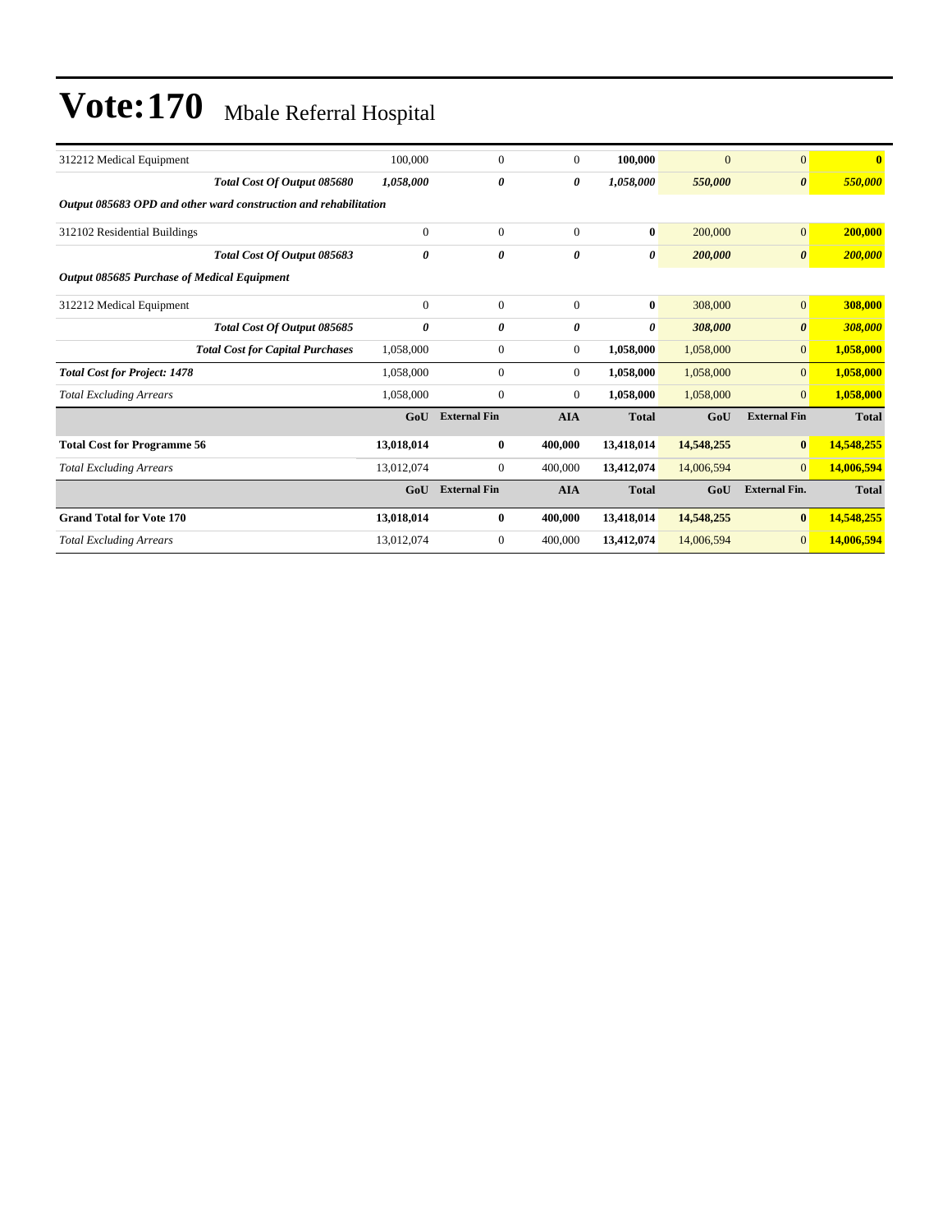# Vote:170 Mbale Referral Hospital

| | | | | | | | |
|---|---|---|---|---|---|---|---|
| 312212 Medical Equipment | 100,000 | 0 | 0 | **100,000** | 0 | 0 | **0** |
| ***Total Cost Of Output 085680*** | ***1,058,000*** | ***0*** | ***0*** | ***1,058,000*** | ***550,000*** | ***0*** | ***550,000*** |
| ***Output 085683 OPD and other ward construction and rehabilitation*** | | | | | | | |
| 312102 Residential Buildings | 0 | 0 | 0 | **0** | 200,000 | 0 | **200,000** |
| ***Total Cost Of Output 085683*** | ***0*** | ***0*** | ***0*** | ***0*** | ***200,000*** | ***0*** | ***200,000*** |
| ***Output 085685 Purchase of Medical Equipment*** | | | | | | | |
| 312212 Medical Equipment | 0 | 0 | 0 | **0** | 308,000 | 0 | **308,000** |
| ***Total Cost Of Output 085685*** | ***0*** | ***0*** | ***0*** | ***0*** | ***308,000*** | ***0*** | ***308,000*** |
| ***Total Cost for Capital Purchases*** | 1,058,000 | 0 | 0 | **1,058,000** | 1,058,000 | 0 | **1,058,000** |
| ***Total Cost for Project: 1478*** | 1,058,000 | 0 | 0 | **1,058,000** | 1,058,000 | 0 | **1,058,000** |
| *Total Excluding Arrears* | 1,058,000 | 0 | 0 | **1,058,000** | 1,058,000 | 0 | **1,058,000** |
| | **GoU** | **External Fin** | **AIA** | **Total** | **GoU** | **External Fin** | **Total** |
| **Total Cost for Programme 56** | **13,018,014** | **0** | **400,000** | **13,418,014** | **14,548,255** | **0** | **14,548,255** |
| *Total Excluding Arrears* | 13,012,074 | 0 | 400,000 | **13,412,074** | 14,006,594 | 0 | **14,006,594** |
| | **GoU** | **External Fin** | **AIA** | **Total** | **GoU** | **External Fin.** | **Total** |
| **Grand Total for Vote 170** | **13,018,014** | **0** | **400,000** | **13,418,014** | **14,548,255** | **0** | **14,548,255** |
| *Total Excluding Arrears* | 13,012,074 | 0 | 400,000 | **13,412,074** | 14,006,594 | 0 | **14,006,594** |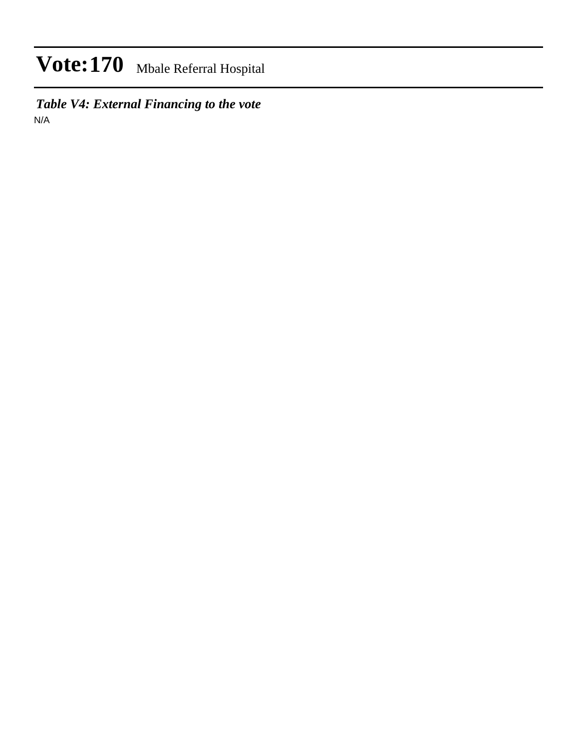# Vote:170 Mbale Referral Hospital

***Table V4: External Financing to the vote***

N/A